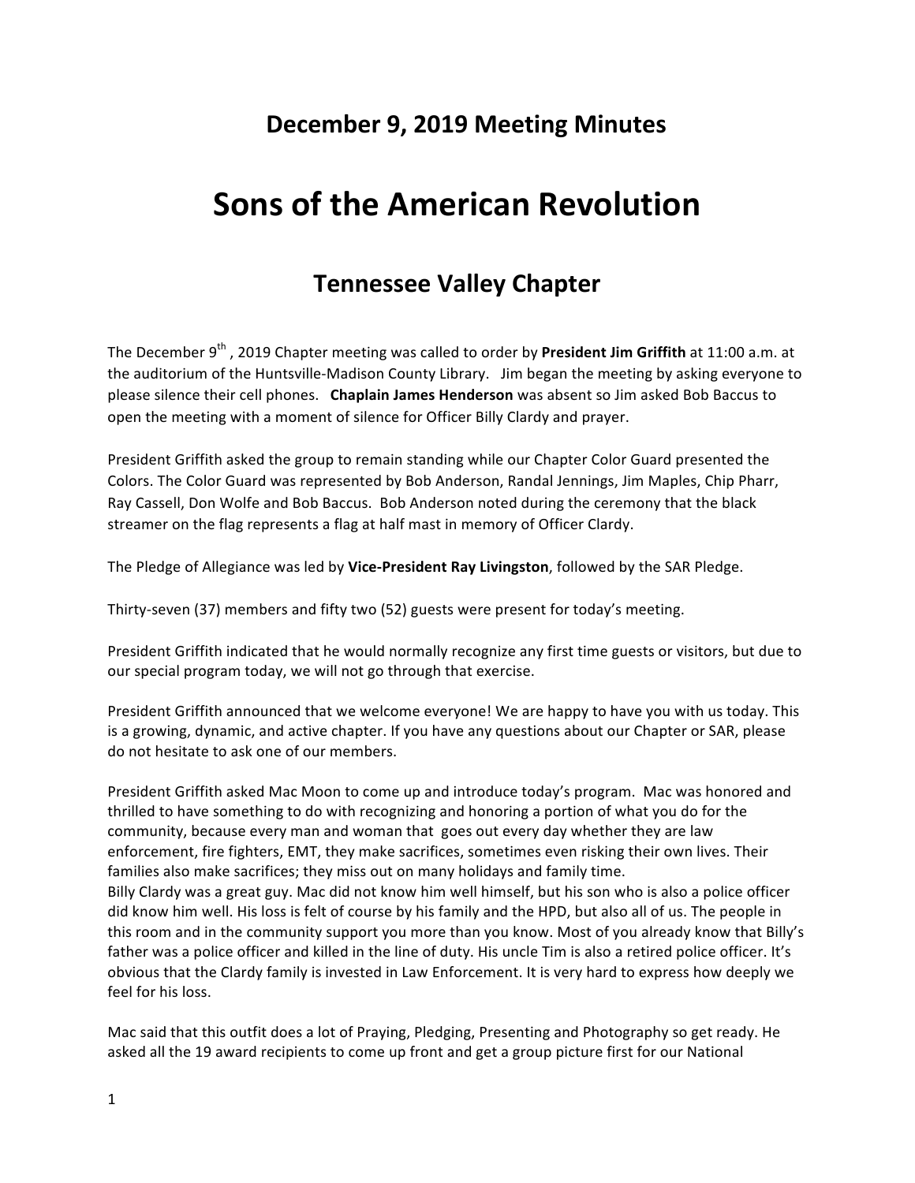## December 9, 2019 Meeting Minutes

# Sons of the American Revolution

## Tennessee Valley Chapter

The December 9th , 2019 Chapter meeting was called to order by **President Jim Griffith** at 11:00 a.m. at the auditorium of the Huntsville-Madison County Library. Jim began the meeting by asking everyone to please silence their cell phones. **Chaplain James Henderson** was absent so Jim asked Bob Baccus to open the meeting with a moment of silence for Officer Billy Clardy and prayer.

President Griffith asked the group to remain standing while our Chapter Color Guard presented the Colors. The Color Guard was represented by Bob Anderson, Randal Jennings, Jim Maples, Chip Pharr, Ray Cassell, Don Wolfe and Bob Baccus. Bob Anderson noted during the ceremony that the black streamer on the flag represents a flag at half mast in memory of Officer Clardy.

The Pledge of Allegiance was led by **Vice-President Ray Livingston**, followed by the SAR Pledge.

Thirty-seven (37) members and fifty two (52) guests were present for today's meeting.

President Griffith indicated that he would normally recognize any first time guests or visitors, but due to our special program today, we will not go through that exercise.

President Griffith announced that we welcome everyone! We are happy to have you with us today. This is a growing, dynamic, and active chapter. If you have any questions about our Chapter or SAR, please do not hesitate to ask one of our members.

President Griffith asked Mac Moon to come up and introduce today's program. Mac was honored and thrilled to have something to do with recognizing and honoring a portion of what you do for the community, because every man and woman that goes out every day whether they are law enforcement, fire fighters, EMT, they make sacrifices, sometimes even risking their own lives. Their families also make sacrifices; they miss out on many holidays and family time.
Billy Clardy was a great guy. Mac did not know him well himself, but his son who is also a police officer did know him well. His loss is felt of course by his family and the HPD, but also all of us. The people in this room and in the community support you more than you know. Most of you already know that Billy's father was a police officer and killed in the line of duty. His uncle Tim is also a retired police officer. It's obvious that the Clardy family is invested in Law Enforcement. It is very hard to express how deeply we feel for his loss.

Mac said that this outfit does a lot of Praying, Pledging, Presenting and Photography so get ready. He asked all the 19 award recipients to come up front and get a group picture first for our National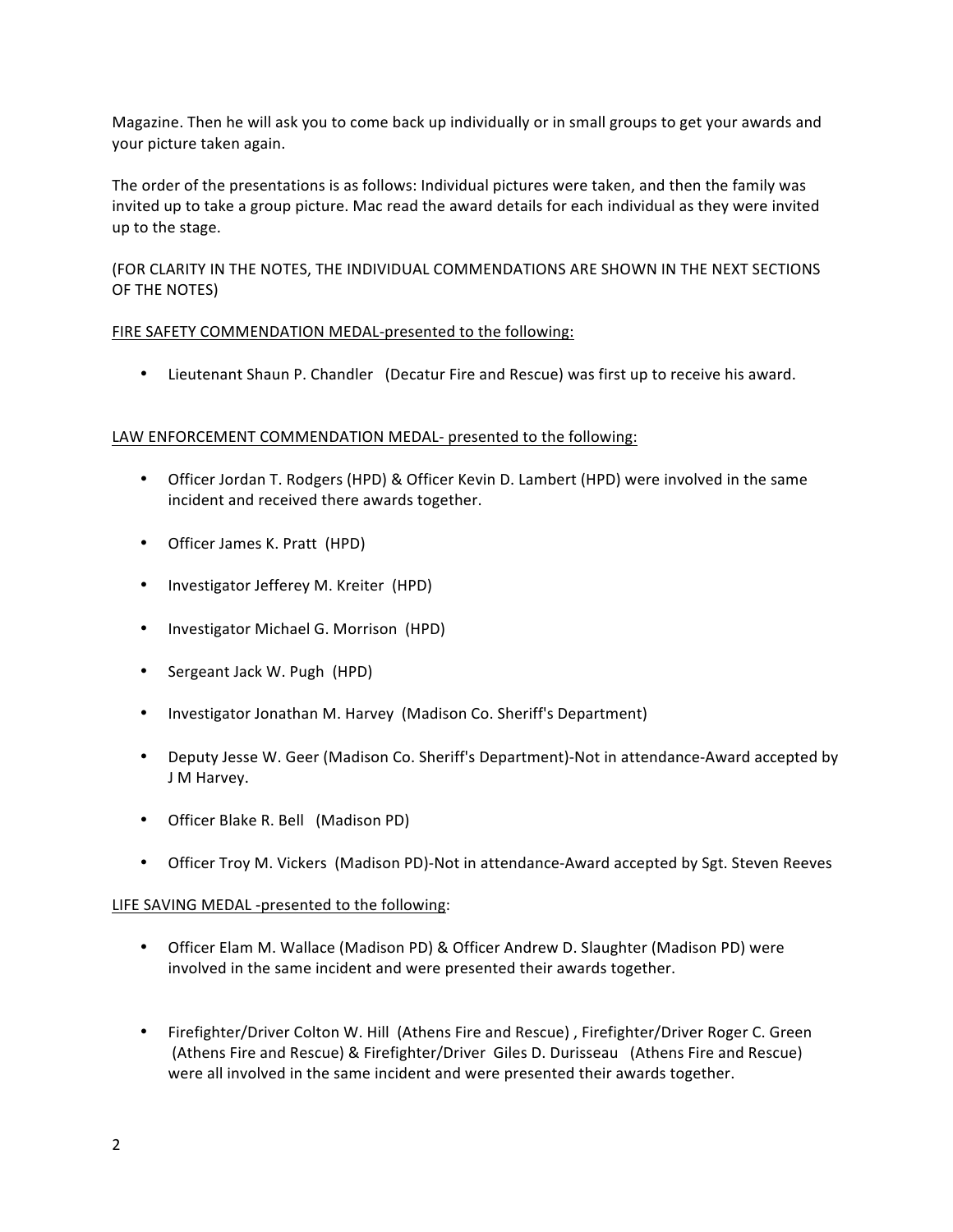Magazine. Then he will ask you to come back up individually or in small groups to get your awards and your picture taken again.

The order of the presentations is as follows: Individual pictures were taken, and then the family was invited up to take a group picture. Mac read the award details for each individual as they were invited up to the stage.

(FOR CLARITY IN THE NOTES, THE INDIVIDUAL COMMENDATIONS ARE SHOWN IN THE NEXT SECTIONS OF THE NOTES)

<u>FIRE SAFETY COMMENDATION MEDAL-presented to the following:</u>

- Lieutenant Shaun P. Chandler (Decatur Fire and Rescue) was first up to receive his award.

<u>LAW ENFORCEMENT COMMENDATION MEDAL- presented to the following:</u>

- Officer Jordan T. Rodgers (HPD) & Officer Kevin D. Lambert (HPD) were involved in the same incident and received there awards together.
- Officer James K. Pratt (HPD)
- Investigator Jefferey M. Kreiter (HPD)
- Investigator Michael G. Morrison (HPD)
- Sergeant Jack W. Pugh (HPD)
- Investigator Jonathan M. Harvey (Madison Co. Sheriff's Department)
- Deputy Jesse W. Geer (Madison Co. Sheriff's Department)-Not in attendance-Award accepted by J M Harvey.
- Officer Blake R. Bell (Madison PD)
- Officer Troy M. Vickers (Madison PD)-Not in attendance-Award accepted by Sgt. Steven Reeves

<u>LIFE SAVING MEDAL -presented to the following</u>:

- Officer Elam M. Wallace (Madison PD) & Officer Andrew D. Slaughter (Madison PD) were involved in the same incident and were presented their awards together.
- Firefighter/Driver Colton W. Hill (Athens Fire and Rescue) , Firefighter/Driver Roger C. Green (Athens Fire and Rescue) & Firefighter/Driver Giles D. Durisseau (Athens Fire and Rescue) were all involved in the same incident and were presented their awards together.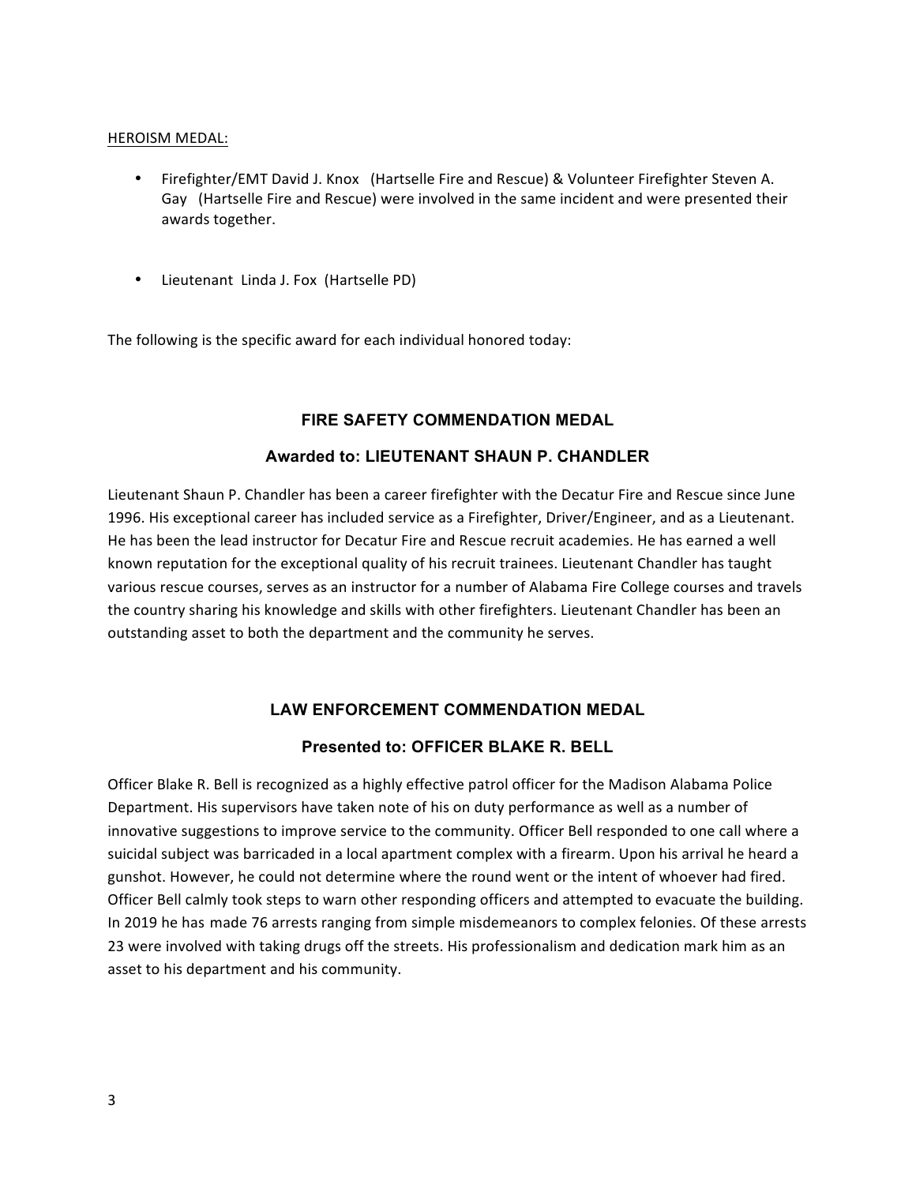HEROISM MEDAL:

- Firefighter/EMT David J. Knox (Hartselle Fire and Rescue) & Volunteer Firefighter Steven A. Gay (Hartselle Fire and Rescue) were involved in the same incident and were presented their awards together.

- Lieutenant Linda J. Fox (Hartselle PD)

The following is the specific award for each individual honored today:

## FIRE SAFETY COMMENDATION MEDAL

### Awarded to: LIEUTENANT SHAUN P. CHANDLER

Lieutenant Shaun P. Chandler has been a career firefighter with the Decatur Fire and Rescue since June 1996. His exceptional career has included service as a Firefighter, Driver/Engineer, and as a Lieutenant. He has been the lead instructor for Decatur Fire and Rescue recruit academies. He has earned a well known reputation for the exceptional quality of his recruit trainees. Lieutenant Chandler has taught various rescue courses, serves as an instructor for a number of Alabama Fire College courses and travels the country sharing his knowledge and skills with other firefighters. Lieutenant Chandler has been an outstanding asset to both the department and the community he serves.

## LAW ENFORCEMENT COMMENDATION MEDAL

### Presented to: OFFICER BLAKE R. BELL

Officer Blake R. Bell is recognized as a highly effective patrol officer for the Madison Alabama Police Department. His supervisors have taken note of his on duty performance as well as a number of innovative suggestions to improve service to the community. Officer Bell responded to one call where a suicidal subject was barricaded in a local apartment complex with a firearm. Upon his arrival he heard a gunshot. However, he could not determine where the round went or the intent of whoever had fired. Officer Bell calmly took steps to warn other responding officers and attempted to evacuate the building. In 2019 he has made 76 arrests ranging from simple misdemeanors to complex felonies. Of these arrests 23 were involved with taking drugs off the streets. His professionalism and dedication mark him as an asset to his department and his community.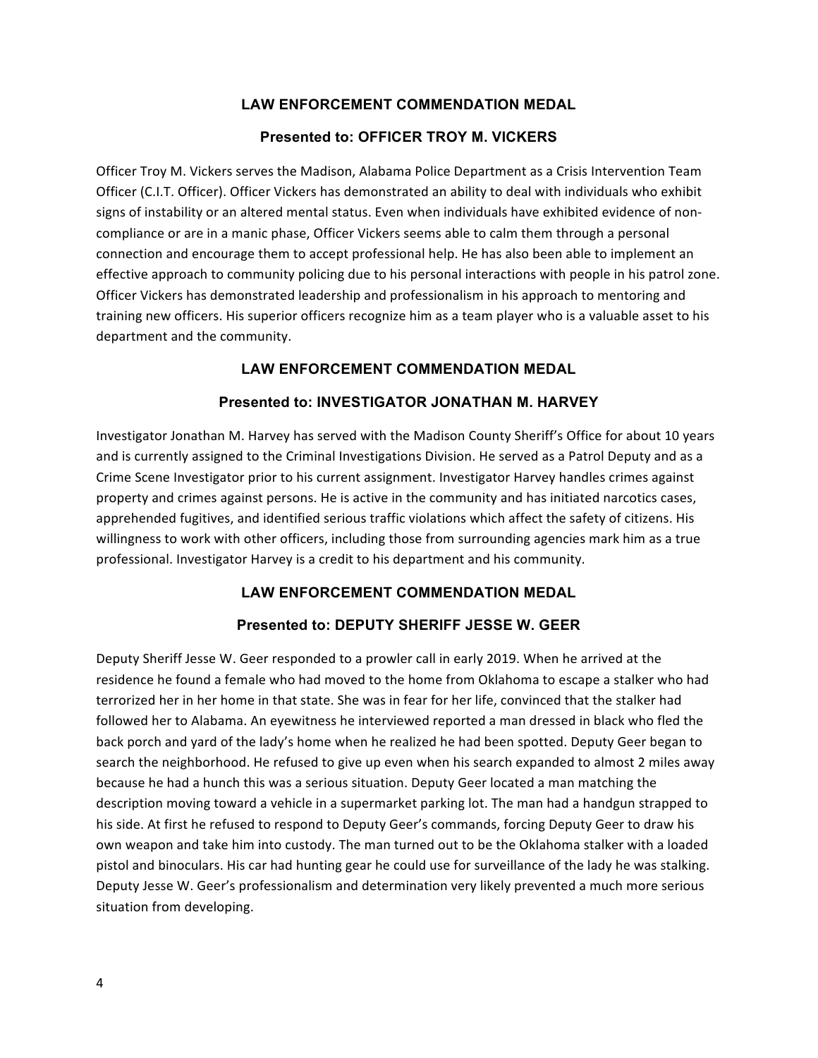## LAW ENFORCEMENT COMMENDATION MEDAL

### Presented to: OFFICER TROY M. VICKERS

Officer Troy M. Vickers serves the Madison, Alabama Police Department as a Crisis Intervention Team Officer (C.I.T. Officer). Officer Vickers has demonstrated an ability to deal with individuals who exhibit signs of instability or an altered mental status. Even when individuals have exhibited evidence of non-compliance or are in a manic phase, Officer Vickers seems able to calm them through a personal connection and encourage them to accept professional help. He has also been able to implement an effective approach to community policing due to his personal interactions with people in his patrol zone. Officer Vickers has demonstrated leadership and professionalism in his approach to mentoring and training new officers. His superior officers recognize him as a team player who is a valuable asset to his department and the community.

## LAW ENFORCEMENT COMMENDATION MEDAL

### Presented to: INVESTIGATOR JONATHAN M. HARVEY

Investigator Jonathan M. Harvey has served with the Madison County Sheriff's Office for about 10 years and is currently assigned to the Criminal Investigations Division. He served as a Patrol Deputy and as a Crime Scene Investigator prior to his current assignment. Investigator Harvey handles crimes against property and crimes against persons. He is active in the community and has initiated narcotics cases, apprehended fugitives, and identified serious traffic violations which affect the safety of citizens. His willingness to work with other officers, including those from surrounding agencies mark him as a true professional. Investigator Harvey is a credit to his department and his community.

## LAW ENFORCEMENT COMMENDATION MEDAL

### Presented to: DEPUTY SHERIFF JESSE W. GEER

Deputy Sheriff Jesse W. Geer responded to a prowler call in early 2019. When he arrived at the residence he found a female who had moved to the home from Oklahoma to escape a stalker who had terrorized her in her home in that state. She was in fear for her life, convinced that the stalker had followed her to Alabama. An eyewitness he interviewed reported a man dressed in black who fled the back porch and yard of the lady's home when he realized he had been spotted. Deputy Geer began to search the neighborhood. He refused to give up even when his search expanded to almost 2 miles away because he had a hunch this was a serious situation. Deputy Geer located a man matching the description moving toward a vehicle in a supermarket parking lot. The man had a handgun strapped to his side. At first he refused to respond to Deputy Geer's commands, forcing Deputy Geer to draw his own weapon and take him into custody. The man turned out to be the Oklahoma stalker with a loaded pistol and binoculars. His car had hunting gear he could use for surveillance of the lady he was stalking. Deputy Jesse W. Geer's professionalism and determination very likely prevented a much more serious situation from developing.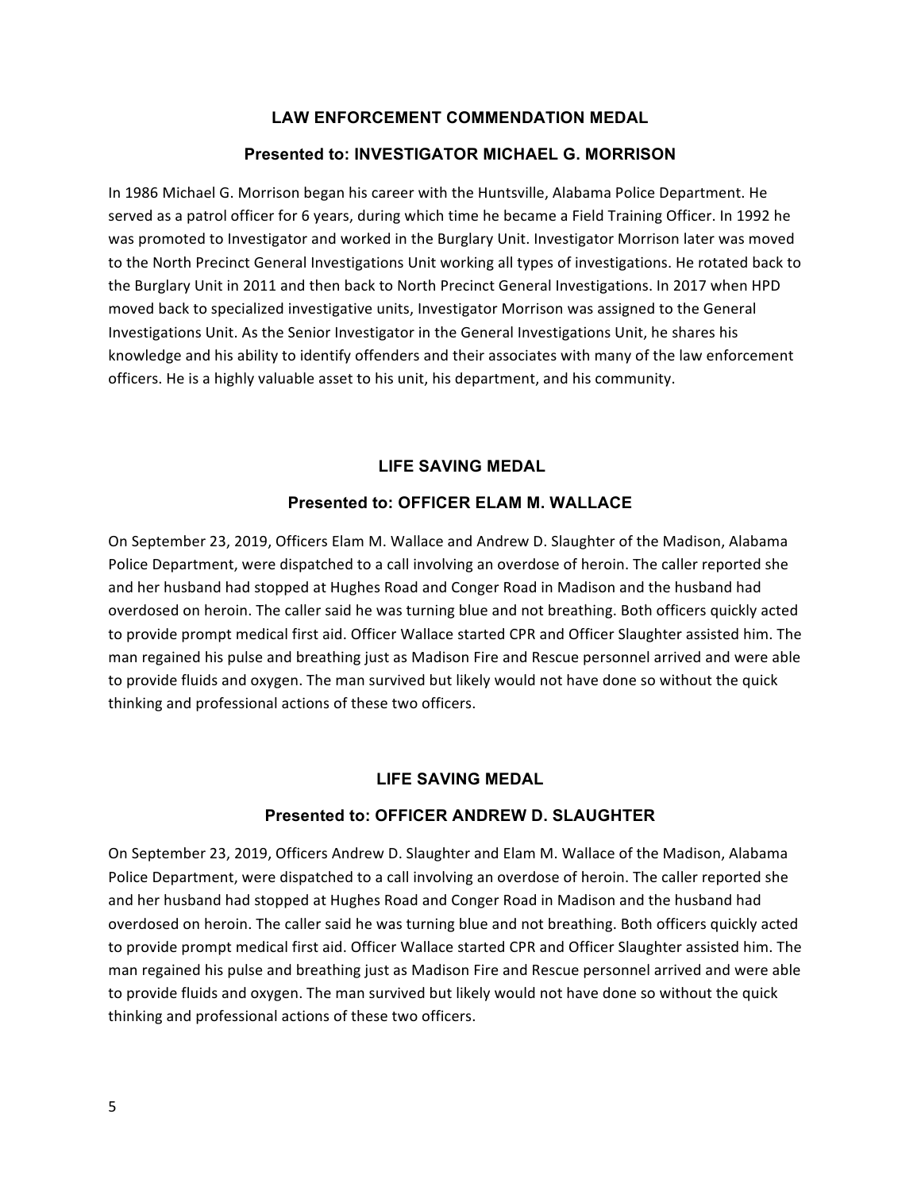## LAW ENFORCEMENT COMMENDATION MEDAL

### Presented to: INVESTIGATOR MICHAEL G. MORRISON

In 1986 Michael G. Morrison began his career with the Huntsville, Alabama Police Department. He served as a patrol officer for 6 years, during which time he became a Field Training Officer. In 1992 he was promoted to Investigator and worked in the Burglary Unit. Investigator Morrison later was moved to the North Precinct General Investigations Unit working all types of investigations. He rotated back to the Burglary Unit in 2011 and then back to North Precinct General Investigations. In 2017 when HPD moved back to specialized investigative units, Investigator Morrison was assigned to the General Investigations Unit. As the Senior Investigator in the General Investigations Unit, he shares his knowledge and his ability to identify offenders and their associates with many of the law enforcement officers. He is a highly valuable asset to his unit, his department, and his community.

## LIFE SAVING MEDAL

### Presented to: OFFICER ELAM M. WALLACE

On September 23, 2019, Officers Elam M. Wallace and Andrew D. Slaughter of the Madison, Alabama Police Department, were dispatched to a call involving an overdose of heroin. The caller reported she and her husband had stopped at Hughes Road and Conger Road in Madison and the husband had overdosed on heroin. The caller said he was turning blue and not breathing. Both officers quickly acted to provide prompt medical first aid. Officer Wallace started CPR and Officer Slaughter assisted him. The man regained his pulse and breathing just as Madison Fire and Rescue personnel arrived and were able to provide fluids and oxygen. The man survived but likely would not have done so without the quick thinking and professional actions of these two officers.

## LIFE SAVING MEDAL

### Presented to: OFFICER ANDREW D. SLAUGHTER

On September 23, 2019, Officers Andrew D. Slaughter and Elam M. Wallace of the Madison, Alabama Police Department, were dispatched to a call involving an overdose of heroin. The caller reported she and her husband had stopped at Hughes Road and Conger Road in Madison and the husband had overdosed on heroin. The caller said he was turning blue and not breathing. Both officers quickly acted to provide prompt medical first aid. Officer Wallace started CPR and Officer Slaughter assisted him. The man regained his pulse and breathing just as Madison Fire and Rescue personnel arrived and were able to provide fluids and oxygen. The man survived but likely would not have done so without the quick thinking and professional actions of these two officers.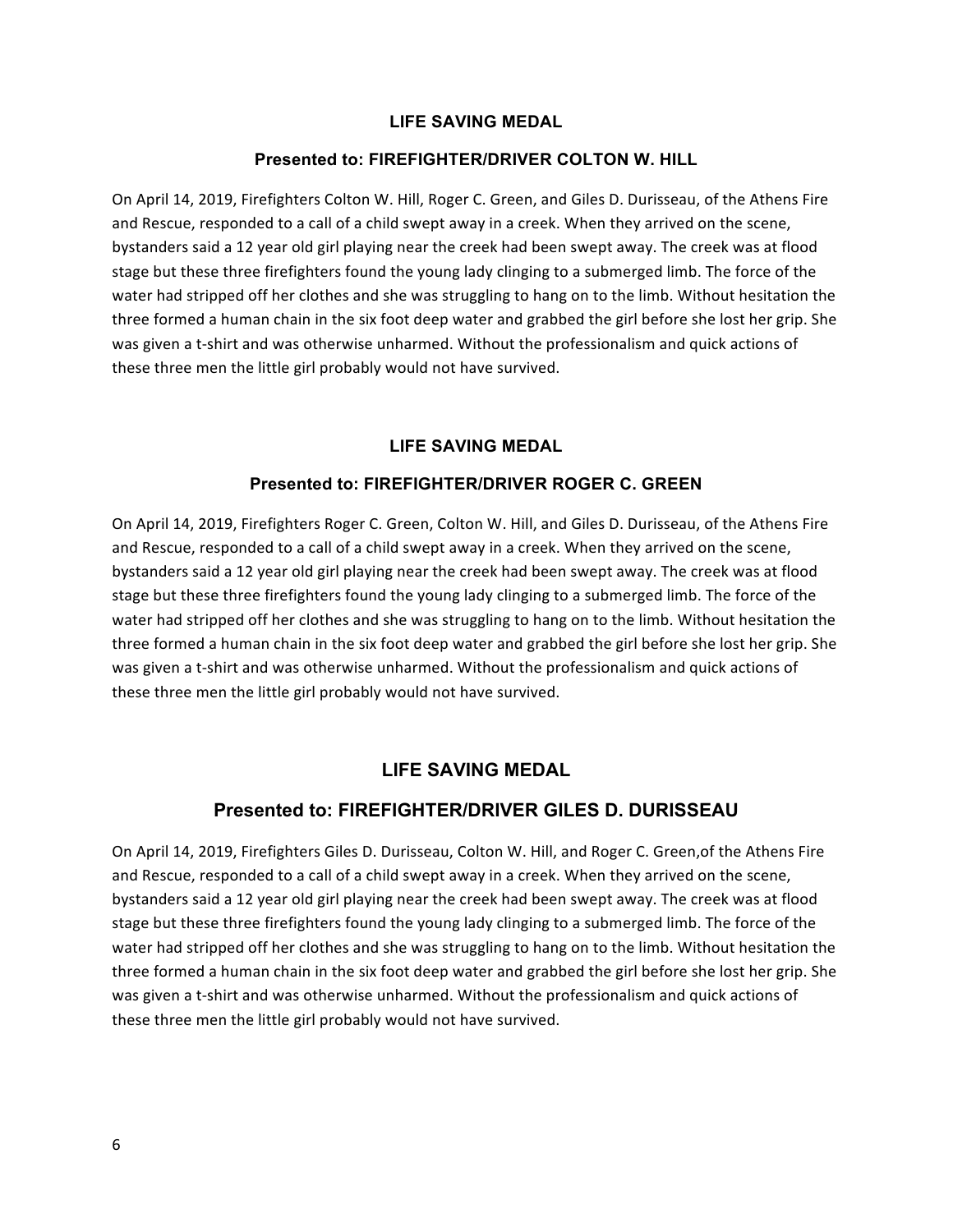## LIFE SAVING MEDAL

### Presented to: FIREFIGHTER/DRIVER COLTON W. HILL

On April 14, 2019, Firefighters Colton W. Hill, Roger C. Green, and Giles D. Durisseau, of the Athens Fire and Rescue, responded to a call of a child swept away in a creek. When they arrived on the scene, bystanders said a 12 year old girl playing near the creek had been swept away. The creek was at flood stage but these three firefighters found the young lady clinging to a submerged limb. The force of the water had stripped off her clothes and she was struggling to hang on to the limb. Without hesitation the three formed a human chain in the six foot deep water and grabbed the girl before she lost her grip. She was given a t-shirt and was otherwise unharmed. Without the professionalism and quick actions of these three men the little girl probably would not have survived.

## LIFE SAVING MEDAL

### Presented to: FIREFIGHTER/DRIVER ROGER C. GREEN

On April 14, 2019, Firefighters Roger C. Green, Colton W. Hill, and Giles D. Durisseau, of the Athens Fire and Rescue, responded to a call of a child swept away in a creek. When they arrived on the scene, bystanders said a 12 year old girl playing near the creek had been swept away. The creek was at flood stage but these three firefighters found the young lady clinging to a submerged limb. The force of the water had stripped off her clothes and she was struggling to hang on to the limb. Without hesitation the three formed a human chain in the six foot deep water and grabbed the girl before she lost her grip. She was given a t-shirt and was otherwise unharmed. Without the professionalism and quick actions of these three men the little girl probably would not have survived.

## LIFE SAVING MEDAL

### Presented to: FIREFIGHTER/DRIVER GILES D. DURISSEAU

On April 14, 2019, Firefighters Giles D. Durisseau, Colton W. Hill, and Roger C. Green,of the Athens Fire and Rescue, responded to a call of a child swept away in a creek. When they arrived on the scene, bystanders said a 12 year old girl playing near the creek had been swept away. The creek was at flood stage but these three firefighters found the young lady clinging to a submerged limb. The force of the water had stripped off her clothes and she was struggling to hang on to the limb. Without hesitation the three formed a human chain in the six foot deep water and grabbed the girl before she lost her grip. She was given a t-shirt and was otherwise unharmed. Without the professionalism and quick actions of these three men the little girl probably would not have survived.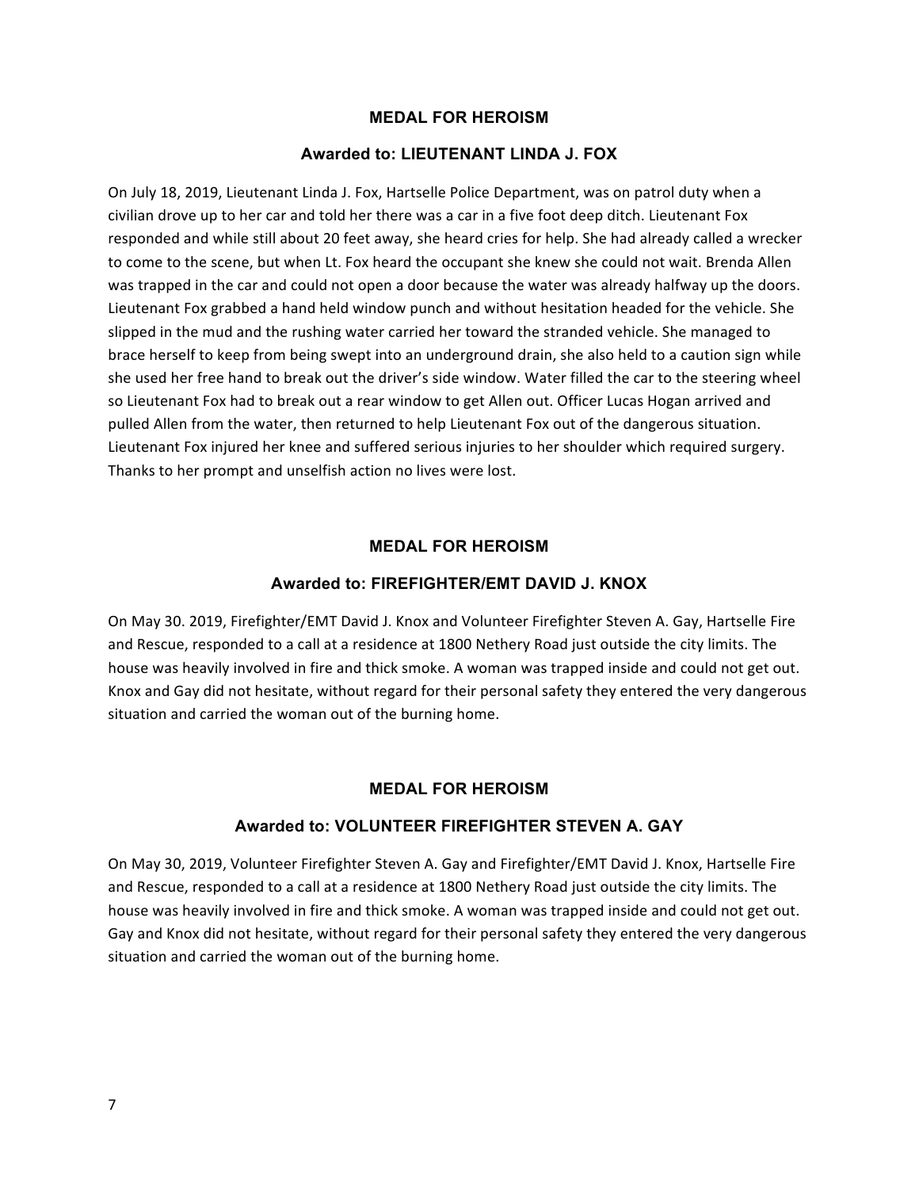## MEDAL FOR HEROISM

### Awarded to: LIEUTENANT LINDA J. FOX

On July 18, 2019, Lieutenant Linda J. Fox, Hartselle Police Department, was on patrol duty when a civilian drove up to her car and told her there was a car in a five foot deep ditch. Lieutenant Fox responded and while still about 20 feet away, she heard cries for help. She had already called a wrecker to come to the scene, but when Lt. Fox heard the occupant she knew she could not wait. Brenda Allen was trapped in the car and could not open a door because the water was already halfway up the doors. Lieutenant Fox grabbed a hand held window punch and without hesitation headed for the vehicle. She slipped in the mud and the rushing water carried her toward the stranded vehicle. She managed to brace herself to keep from being swept into an underground drain, she also held to a caution sign while she used her free hand to break out the driver's side window. Water filled the car to the steering wheel so Lieutenant Fox had to break out a rear window to get Allen out. Officer Lucas Hogan arrived and pulled Allen from the water, then returned to help Lieutenant Fox out of the dangerous situation. Lieutenant Fox injured her knee and suffered serious injuries to her shoulder which required surgery. Thanks to her prompt and unselfish action no lives were lost.

## MEDAL FOR HEROISM

### Awarded to: FIREFIGHTER/EMT DAVID J. KNOX

On May 30. 2019, Firefighter/EMT David J. Knox and Volunteer Firefighter Steven A. Gay, Hartselle Fire and Rescue, responded to a call at a residence at 1800 Nethery Road just outside the city limits. The house was heavily involved in fire and thick smoke. A woman was trapped inside and could not get out. Knox and Gay did not hesitate, without regard for their personal safety they entered the very dangerous situation and carried the woman out of the burning home.

## MEDAL FOR HEROISM

### Awarded to: VOLUNTEER FIREFIGHTER STEVEN A. GAY

On May 30, 2019, Volunteer Firefighter Steven A. Gay and Firefighter/EMT David J. Knox, Hartselle Fire and Rescue, responded to a call at a residence at 1800 Nethery Road just outside the city limits. The house was heavily involved in fire and thick smoke. A woman was trapped inside and could not get out. Gay and Knox did not hesitate, without regard for their personal safety they entered the very dangerous situation and carried the woman out of the burning home.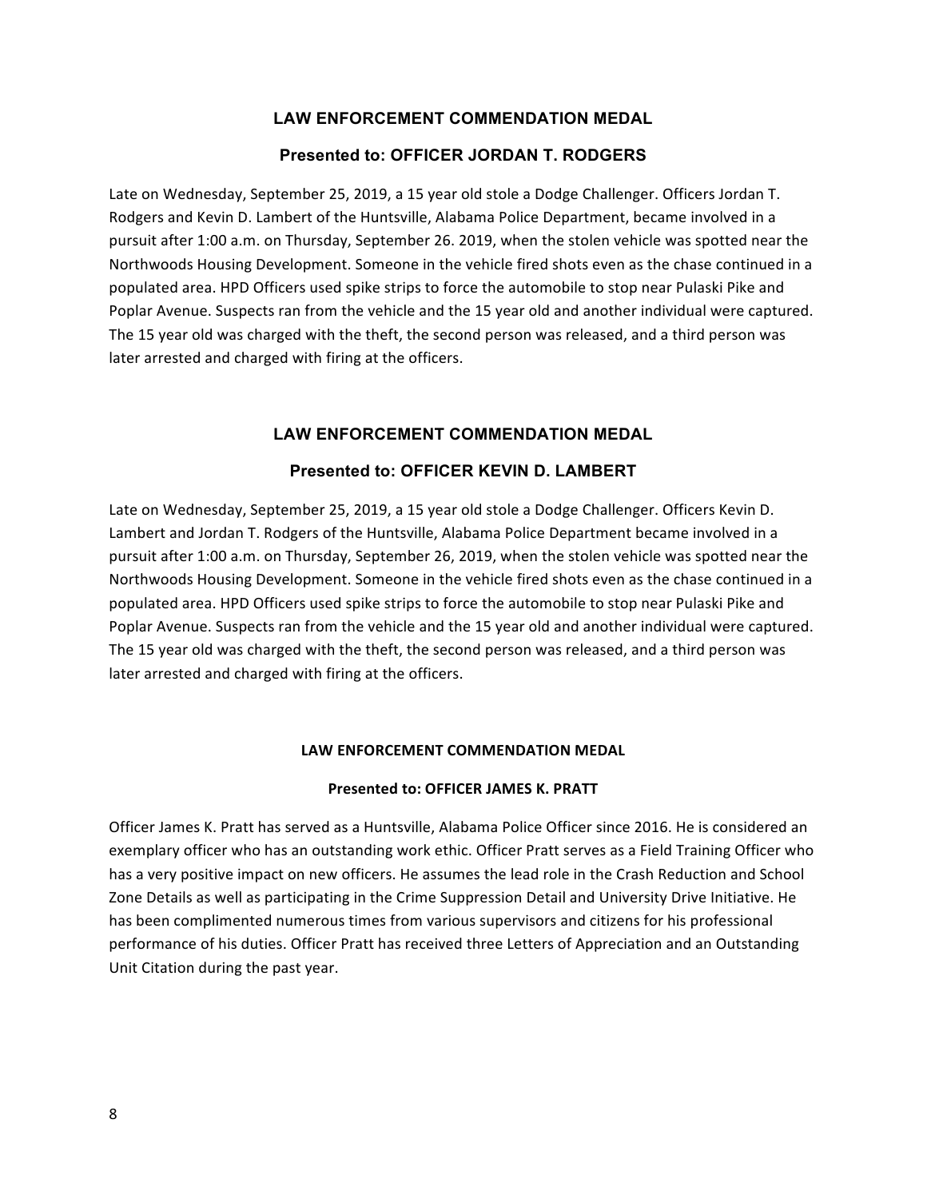## LAW ENFORCEMENT COMMENDATION MEDAL

### Presented to: OFFICER JORDAN T. RODGERS

Late on Wednesday, September 25, 2019, a 15 year old stole a Dodge Challenger. Officers Jordan T. Rodgers and Kevin D. Lambert of the Huntsville, Alabama Police Department, became involved in a pursuit after 1:00 a.m. on Thursday, September 26. 2019, when the stolen vehicle was spotted near the Northwoods Housing Development. Someone in the vehicle fired shots even as the chase continued in a populated area. HPD Officers used spike strips to force the automobile to stop near Pulaski Pike and Poplar Avenue. Suspects ran from the vehicle and the 15 year old and another individual were captured. The 15 year old was charged with the theft, the second person was released, and a third person was later arrested and charged with firing at the officers.

## LAW ENFORCEMENT COMMENDATION MEDAL

### Presented to: OFFICER KEVIN D. LAMBERT

Late on Wednesday, September 25, 2019, a 15 year old stole a Dodge Challenger. Officers Kevin D. Lambert and Jordan T. Rodgers of the Huntsville, Alabama Police Department became involved in a pursuit after 1:00 a.m. on Thursday, September 26, 2019, when the stolen vehicle was spotted near the Northwoods Housing Development. Someone in the vehicle fired shots even as the chase continued in a populated area. HPD Officers used spike strips to force the automobile to stop near Pulaski Pike and Poplar Avenue. Suspects ran from the vehicle and the 15 year old and another individual were captured. The 15 year old was charged with the theft, the second person was released, and a third person was later arrested and charged with firing at the officers.

## LAW ENFORCEMENT COMMENDATION MEDAL

### Presented to: OFFICER JAMES K. PRATT

Officer James K. Pratt has served as a Huntsville, Alabama Police Officer since 2016. He is considered an exemplary officer who has an outstanding work ethic. Officer Pratt serves as a Field Training Officer who has a very positive impact on new officers. He assumes the lead role in the Crash Reduction and School Zone Details as well as participating in the Crime Suppression Detail and University Drive Initiative. He has been complimented numerous times from various supervisors and citizens for his professional performance of his duties. Officer Pratt has received three Letters of Appreciation and an Outstanding Unit Citation during the past year.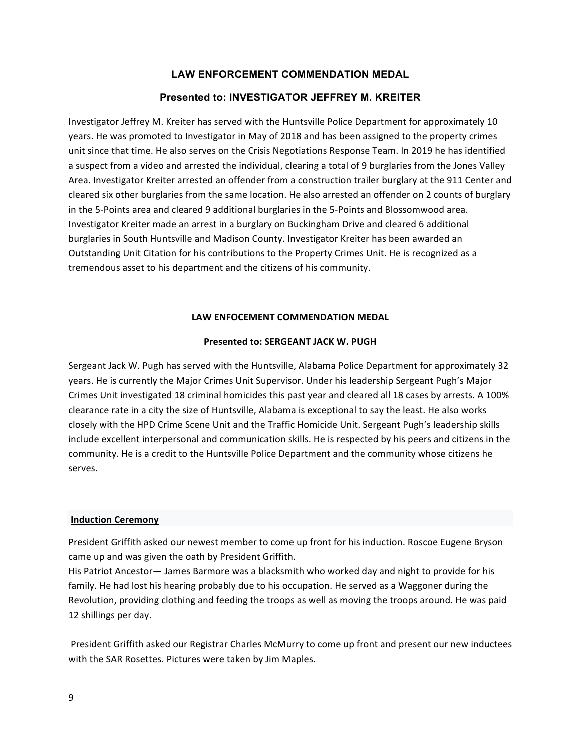## LAW ENFORCEMENT COMMENDATION MEDAL

### Presented to: INVESTIGATOR JEFFREY M. KREITER

Investigator Jeffrey M. Kreiter has served with the Huntsville Police Department for approximately 10 years. He was promoted to Investigator in May of 2018 and has been assigned to the property crimes unit since that time. He also serves on the Crisis Negotiations Response Team. In 2019 he has identified a suspect from a video and arrested the individual, clearing a total of 9 burglaries from the Jones Valley Area. Investigator Kreiter arrested an offender from a construction trailer burglary at the 911 Center and cleared six other burglaries from the same location. He also arrested an offender on 2 counts of burglary in the 5-Points area and cleared 9 additional burglaries in the 5-Points and Blossomwood area. Investigator Kreiter made an arrest in a burglary on Buckingham Drive and cleared 6 additional burglaries in South Huntsville and Madison County. Investigator Kreiter has been awarded an Outstanding Unit Citation for his contributions to the Property Crimes Unit. He is recognized as a tremendous asset to his department and the citizens of his community.

## LAW ENFOCEMENT COMMENDATION MEDAL

### Presented to: SERGEANT JACK W. PUGH

Sergeant Jack W. Pugh has served with the Huntsville, Alabama Police Department for approximately 32 years. He is currently the Major Crimes Unit Supervisor. Under his leadership Sergeant Pugh's Major Crimes Unit investigated 18 criminal homicides this past year and cleared all 18 cases by arrests. A 100% clearance rate in a city the size of Huntsville, Alabama is exceptional to say the least. He also works closely with the HPD Crime Scene Unit and the Traffic Homicide Unit. Sergeant Pugh's leadership skills include excellent interpersonal and communication skills. He is respected by his peers and citizens in the community. He is a credit to the Huntsville Police Department and the community whose citizens he serves.

**Induction Ceremony**

President Griffith asked our newest member to come up front for his induction. Roscoe Eugene Bryson came up and was given the oath by President Griffith.
His Patriot Ancestor— James Barmore was a blacksmith who worked day and night to provide for his family. He had lost his hearing probably due to his occupation. He served as a Waggoner during the Revolution, providing clothing and feeding the troops as well as moving the troops around. He was paid 12 shillings per day.

President Griffith asked our Registrar Charles McMurry to come up front and present our new inductees with the SAR Rosettes. Pictures were taken by Jim Maples.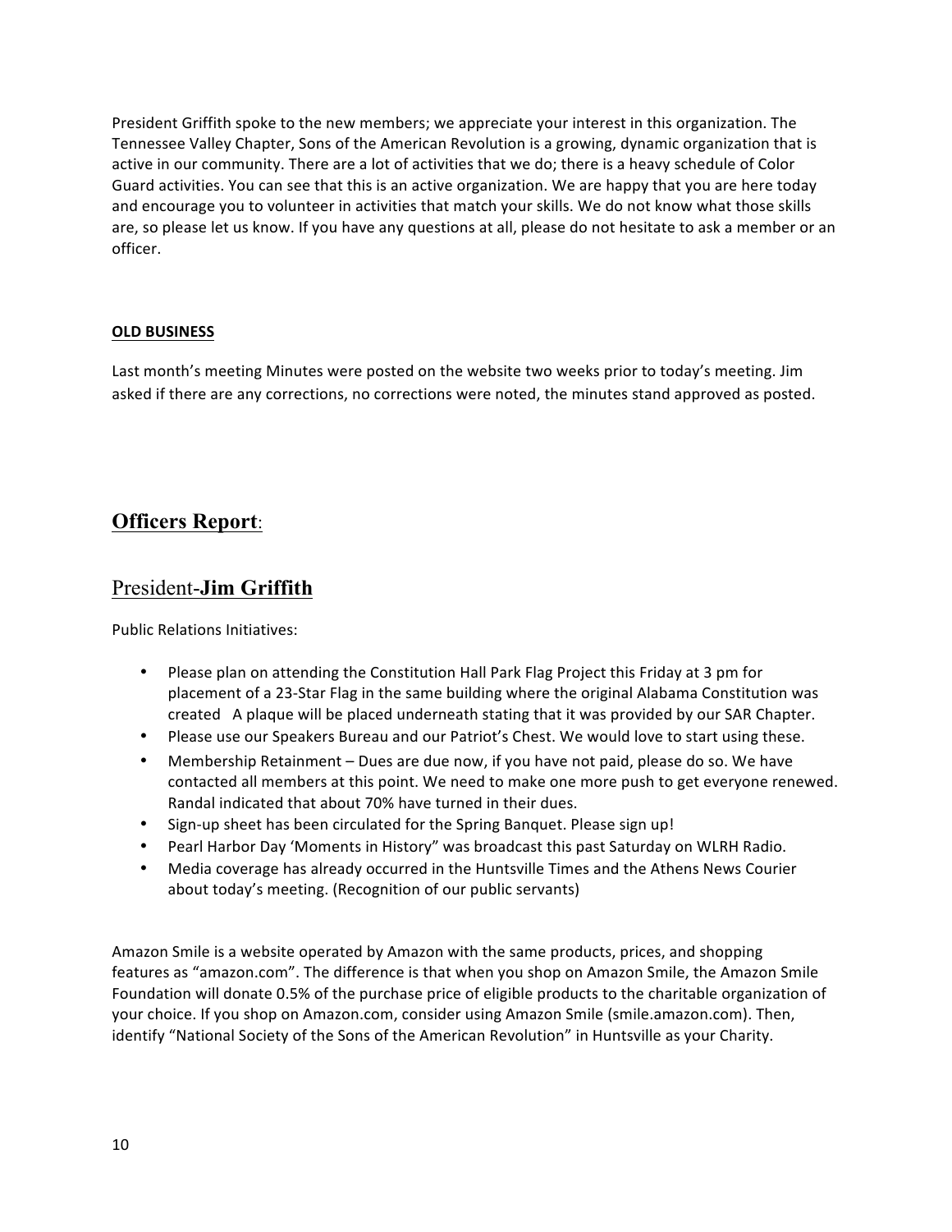President Griffith spoke to the new members; we appreciate your interest in this organization. The Tennessee Valley Chapter, Sons of the American Revolution is a growing, dynamic organization that is active in our community. There are a lot of activities that we do; there is a heavy schedule of Color Guard activities. You can see that this is an active organization. We are happy that you are here today and encourage you to volunteer in activities that match your skills. We do not know what those skills are, so please let us know. If you have any questions at all, please do not hesitate to ask a member or an officer.

**OLD BUSINESS**

Last month's meeting Minutes were posted on the website two weeks prior to today's meeting. Jim asked if there are any corrections, no corrections were noted, the minutes stand approved as posted.

## Officers Report:

### President-**Jim Griffith**

Public Relations Initiatives:

- Please plan on attending the Constitution Hall Park Flag Project this Friday at 3 pm for placement of a 23-Star Flag in the same building where the original Alabama Constitution was created   A plaque will be placed underneath stating that it was provided by our SAR Chapter.
- Please use our Speakers Bureau and our Patriot's Chest. We would love to start using these.
- Membership Retainment – Dues are due now, if you have not paid, please do so. We have contacted all members at this point. We need to make one more push to get everyone renewed. Randal indicated that about 70% have turned in their dues.
- Sign-up sheet has been circulated for the Spring Banquet. Please sign up!
- Pearl Harbor Day 'Moments in History" was broadcast this past Saturday on WLRH Radio.
- Media coverage has already occurred in the Huntsville Times and the Athens News Courier about today's meeting. (Recognition of our public servants)

Amazon Smile is a website operated by Amazon with the same products, prices, and shopping features as "amazon.com". The difference is that when you shop on Amazon Smile, the Amazon Smile Foundation will donate 0.5% of the purchase price of eligible products to the charitable organization of your choice. If you shop on Amazon.com, consider using Amazon Smile (smile.amazon.com). Then, identify "National Society of the Sons of the American Revolution" in Huntsville as your Charity.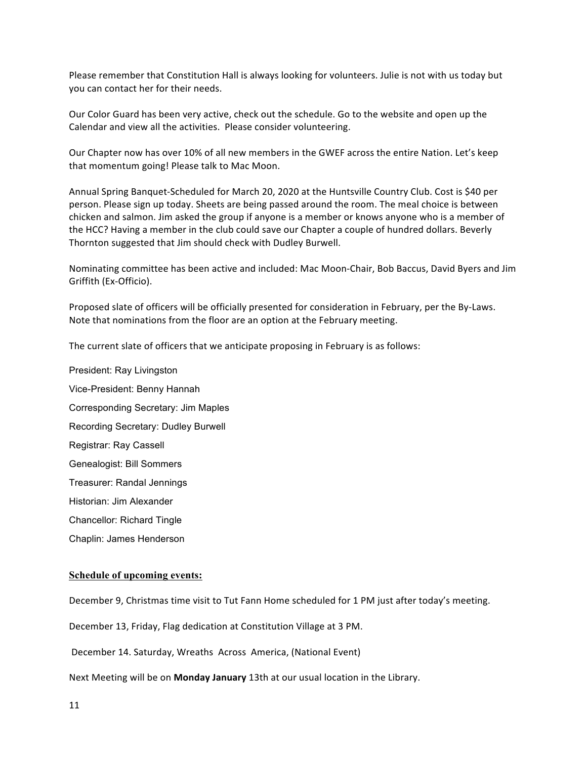Please remember that Constitution Hall is always looking for volunteers. Julie is not with us today but you can contact her for their needs.

Our Color Guard has been very active, check out the schedule. Go to the website and open up the Calendar and view all the activities. Please consider volunteering.

Our Chapter now has over 10% of all new members in the GWEF across the entire Nation. Let's keep that momentum going! Please talk to Mac Moon.

Annual Spring Banquet-Scheduled for March 20, 2020 at the Huntsville Country Club. Cost is $40 per person. Please sign up today. Sheets are being passed around the room. The meal choice is between chicken and salmon. Jim asked the group if anyone is a member or knows anyone who is a member of the HCC? Having a member in the club could save our Chapter a couple of hundred dollars. Beverly Thornton suggested that Jim should check with Dudley Burwell.

Nominating committee has been active and included: Mac Moon-Chair, Bob Baccus, David Byers and Jim Griffith (Ex-Officio).

Proposed slate of officers will be officially presented for consideration in February, per the By-Laws. Note that nominations from the floor are an option at the February meeting.

The current slate of officers that we anticipate proposing in February is as follows:

President: Ray Livingston

Vice-President: Benny Hannah

Corresponding Secretary: Jim Maples

Recording Secretary: Dudley Burwell

Registrar: Ray Cassell

Genealogist: Bill Sommers

Treasurer: Randal Jennings

Historian: Jim Alexander

Chancellor: Richard Tingle

Chaplin: James Henderson

**Schedule of upcoming events:**

December 9, Christmas time visit to Tut Fann Home scheduled for 1 PM just after today's meeting.

December 13, Friday, Flag dedication at Constitution Village at 3 PM.

December 14. Saturday, Wreaths Across America, (National Event)

Next Meeting will be on **Monday January** 13th at our usual location in the Library.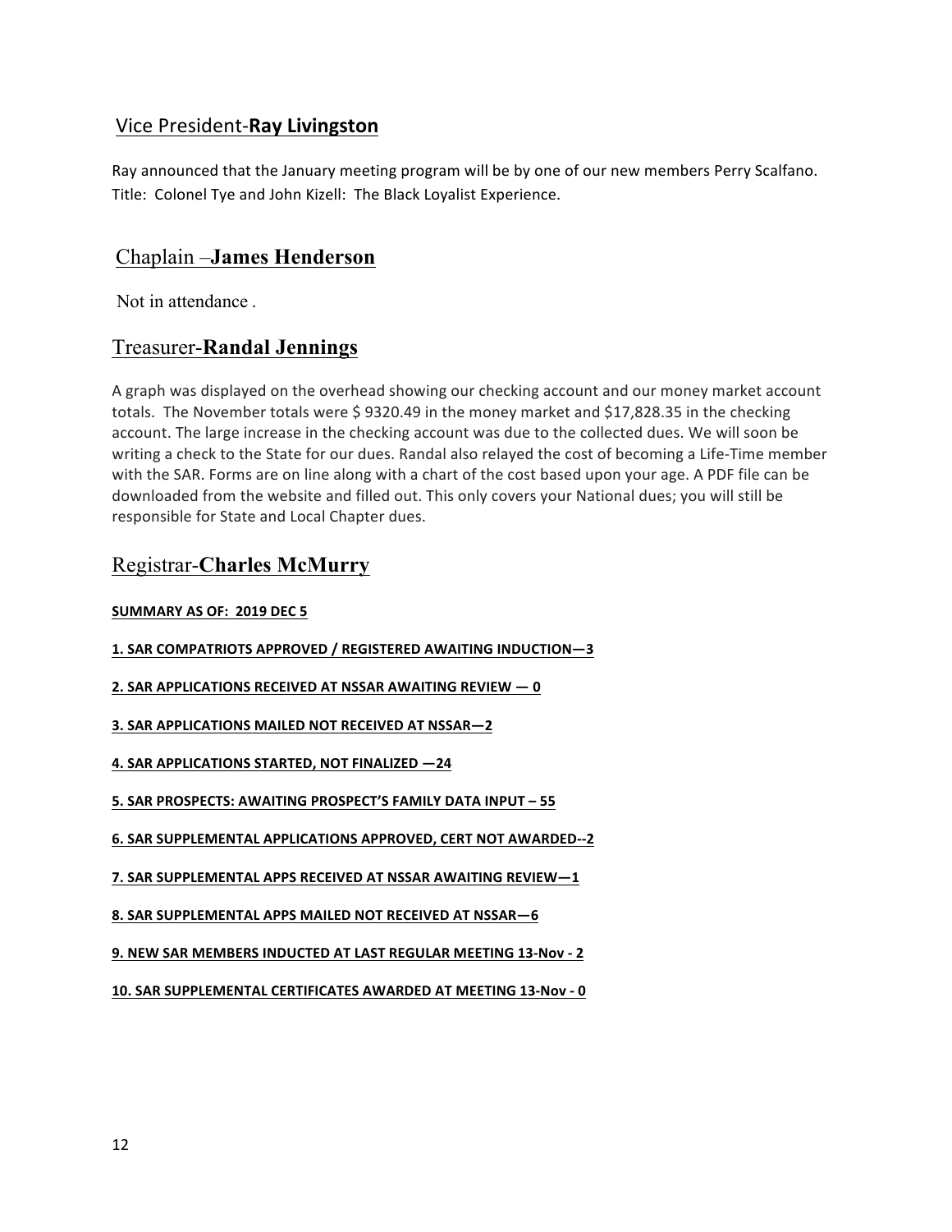## Vice President-**Ray Livingston**

Ray announced that the January meeting program will be by one of our new members Perry Scalfano. Title: Colonel Tye and John Kizell: The Black Loyalist Experience.

## Chaplain –**James Henderson**

Not in attendance .

## Treasurer-**Randal Jennings**

A graph was displayed on the overhead showing our checking account and our money market account totals. The November totals were $ 9320.49 in the money market and $17,828.35 in the checking account. The large increase in the checking account was due to the collected dues. We will soon be writing a check to the State for our dues. Randal also relayed the cost of becoming a Life-Time member with the SAR. Forms are on line along with a chart of the cost based upon your age. A PDF file can be downloaded from the website and filled out. This only covers your National dues; you will still be responsible for State and Local Chapter dues.

## Registrar-**Charles McMurry**

**SUMMARY AS OF: 2019 DEC 5**

**1. SAR COMPATRIOTS APPROVED / REGISTERED AWAITING INDUCTION—3**

**2. SAR APPLICATIONS RECEIVED AT NSSAR AWAITING REVIEW — 0**

**3. SAR APPLICATIONS MAILED NOT RECEIVED AT NSSAR—2**

**4. SAR APPLICATIONS STARTED, NOT FINALIZED —24**

**5. SAR PROSPECTS: AWAITING PROSPECT'S FAMILY DATA INPUT – 55**

**6. SAR SUPPLEMENTAL APPLICATIONS APPROVED, CERT NOT AWARDED--2**

**7. SAR SUPPLEMENTAL APPS RECEIVED AT NSSAR AWAITING REVIEW—1**

**8. SAR SUPPLEMENTAL APPS MAILED NOT RECEIVED AT NSSAR—6**

**9. NEW SAR MEMBERS INDUCTED AT LAST REGULAR MEETING 13-Nov - 2**

**10. SAR SUPPLEMENTAL CERTIFICATES AWARDED AT MEETING 13-Nov - 0**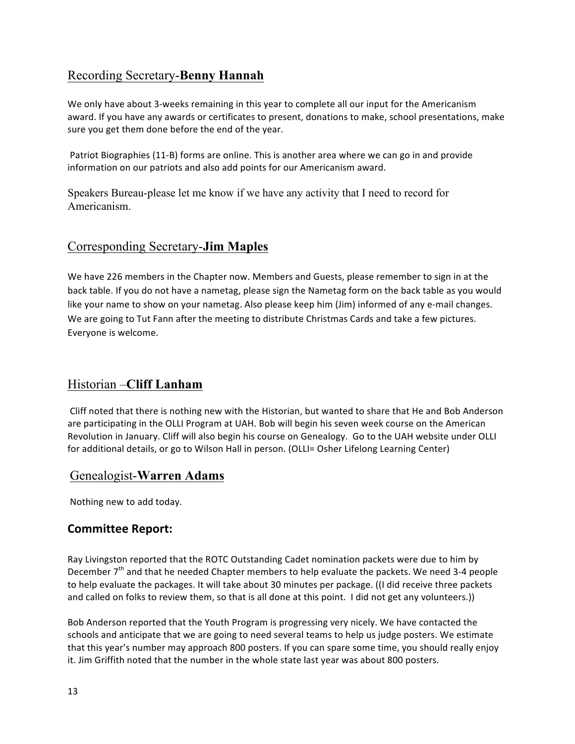## Recording Secretary-**Benny Hannah**

We only have about 3-weeks remaining in this year to complete all our input for the Americanism award. If you have any awards or certificates to present, donations to make, school presentations, make sure you get them done before the end of the year.

Patriot Biographies (11-B) forms are online. This is another area where we can go in and provide information on our patriots and also add points for our Americanism award.

Speakers Bureau-please let me know if we have any activity that I need to record for Americanism.

## Corresponding Secretary-**Jim Maples**

We have 226 members in the Chapter now. Members and Guests, please remember to sign in at the back table. If you do not have a nametag, please sign the Nametag form on the back table as you would like your name to show on your nametag. Also please keep him (Jim) informed of any e-mail changes. We are going to Tut Fann after the meeting to distribute Christmas Cards and take a few pictures. Everyone is welcome.

## Historian –**Cliff Lanham**

Cliff noted that there is nothing new with the Historian, but wanted to share that He and Bob Anderson are participating in the OLLI Program at UAH. Bob will begin his seven week course on the American Revolution in January. Cliff will also begin his course on Genealogy. Go to the UAH website under OLLI for additional details, or go to Wilson Hall in person. (OLLI= Osher Lifelong Learning Center)

## Genealogist-**Warren Adams**

Nothing new to add today.

## **Committee Report:**

Ray Livingston reported that the ROTC Outstanding Cadet nomination packets were due to him by December 7th and that he needed Chapter members to help evaluate the packets. We need 3-4 people to help evaluate the packages. It will take about 30 minutes per package. ((I did receive three packets and called on folks to review them, so that is all done at this point. I did not get any volunteers.))

Bob Anderson reported that the Youth Program is progressing very nicely. We have contacted the schools and anticipate that we are going to need several teams to help us judge posters. We estimate that this year's number may approach 800 posters. If you can spare some time, you should really enjoy it. Jim Griffith noted that the number in the whole state last year was about 800 posters.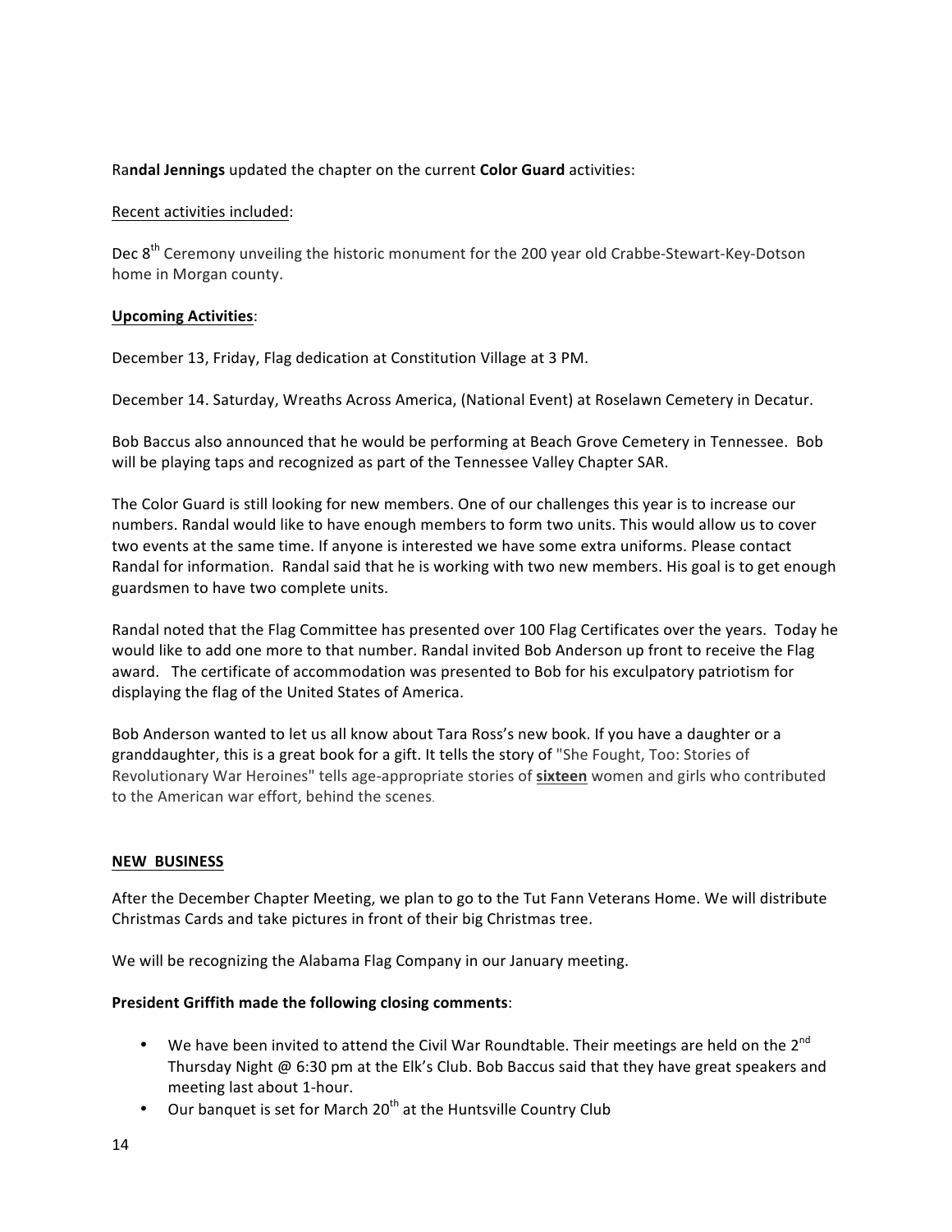Ra**ndal Jennings** updated the chapter on the current **Color Guard** activities:

Recent activities included:

Dec 8th Ceremony unveiling the historic monument for the 200 year old Crabbe-Stewart-Key-Dotson home in Morgan county.

**Upcoming Activities**:

December 13, Friday, Flag dedication at Constitution Village at 3 PM.

December 14. Saturday, Wreaths Across America, (National Event) at Roselawn Cemetery in Decatur.

Bob Baccus also announced that he would be performing at Beach Grove Cemetery in Tennessee. Bob will be playing taps and recognized as part of the Tennessee Valley Chapter SAR.

The Color Guard is still looking for new members. One of our challenges this year is to increase our numbers. Randal would like to have enough members to form two units. This would allow us to cover two events at the same time. If anyone is interested we have some extra uniforms. Please contact Randal for information. Randal said that he is working with two new members. His goal is to get enough guardsmen to have two complete units.

Randal noted that the Flag Committee has presented over 100 Flag Certificates over the years. Today he would like to add one more to that number. Randal invited Bob Anderson up front to receive the Flag award. The certificate of accommodation was presented to Bob for his exculpatory patriotism for displaying the flag of the United States of America.

Bob Anderson wanted to let us all know about Tara Ross's new book. If you have a daughter or a granddaughter, this is a great book for a gift. It tells the story of "She Fought, Too: Stories of Revolutionary War Heroines" tells age-appropriate stories of **sixteen** women and girls who contributed to the American war effort, behind the scenes.

## NEW BUSINESS

After the December Chapter Meeting, we plan to go to the Tut Fann Veterans Home. We will distribute Christmas Cards and take pictures in front of their big Christmas tree.

We will be recognizing the Alabama Flag Company in our January meeting.

**President Griffith made the following closing comments**:

- We have been invited to attend the Civil War Roundtable. Their meetings are held on the 2nd Thursday Night @ 6:30 pm at the Elk's Club. Bob Baccus said that they have great speakers and meeting last about 1-hour.
- Our banquet is set for March 20th at the Huntsville Country Club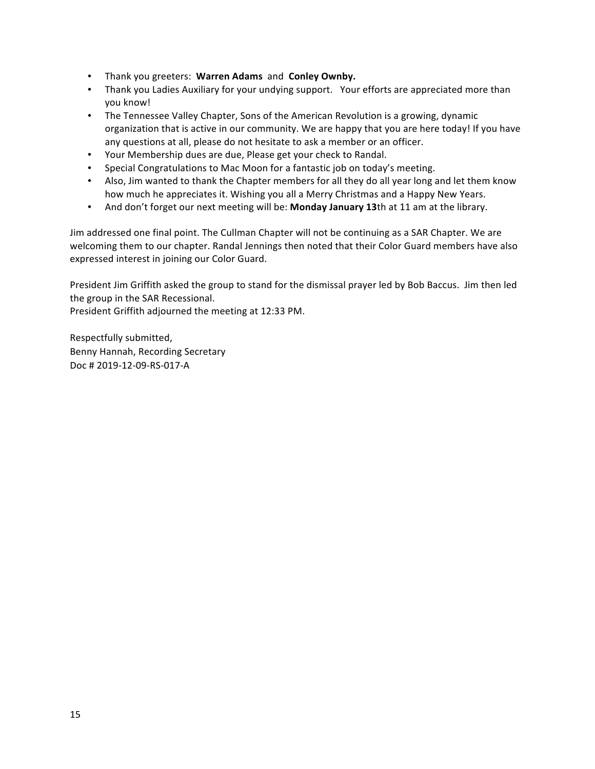- Thank you greeters: **Warren Adams** and **Conley Ownby.**
- Thank you Ladies Auxiliary for your undying support. Your efforts are appreciated more than you know!
- The Tennessee Valley Chapter, Sons of the American Revolution is a growing, dynamic organization that is active in our community. We are happy that you are here today! If you have any questions at all, please do not hesitate to ask a member or an officer.
- Your Membership dues are due, Please get your check to Randal.
- Special Congratulations to Mac Moon for a fantastic job on today's meeting.
- Also, Jim wanted to thank the Chapter members for all they do all year long and let them know how much he appreciates it. Wishing you all a Merry Christmas and a Happy New Years.
- And don't forget our next meeting will be: **Monday January 13**th at 11 am at the library.

Jim addressed one final point. The Cullman Chapter will not be continuing as a SAR Chapter. We are welcoming them to our chapter. Randal Jennings then noted that their Color Guard members have also expressed interest in joining our Color Guard.

President Jim Griffith asked the group to stand for the dismissal prayer led by Bob Baccus. Jim then led the group in the SAR Recessional.
President Griffith adjourned the meeting at 12:33 PM.

Respectfully submitted,
Benny Hannah, Recording Secretary
Doc # 2019-12-09-RS-017-A